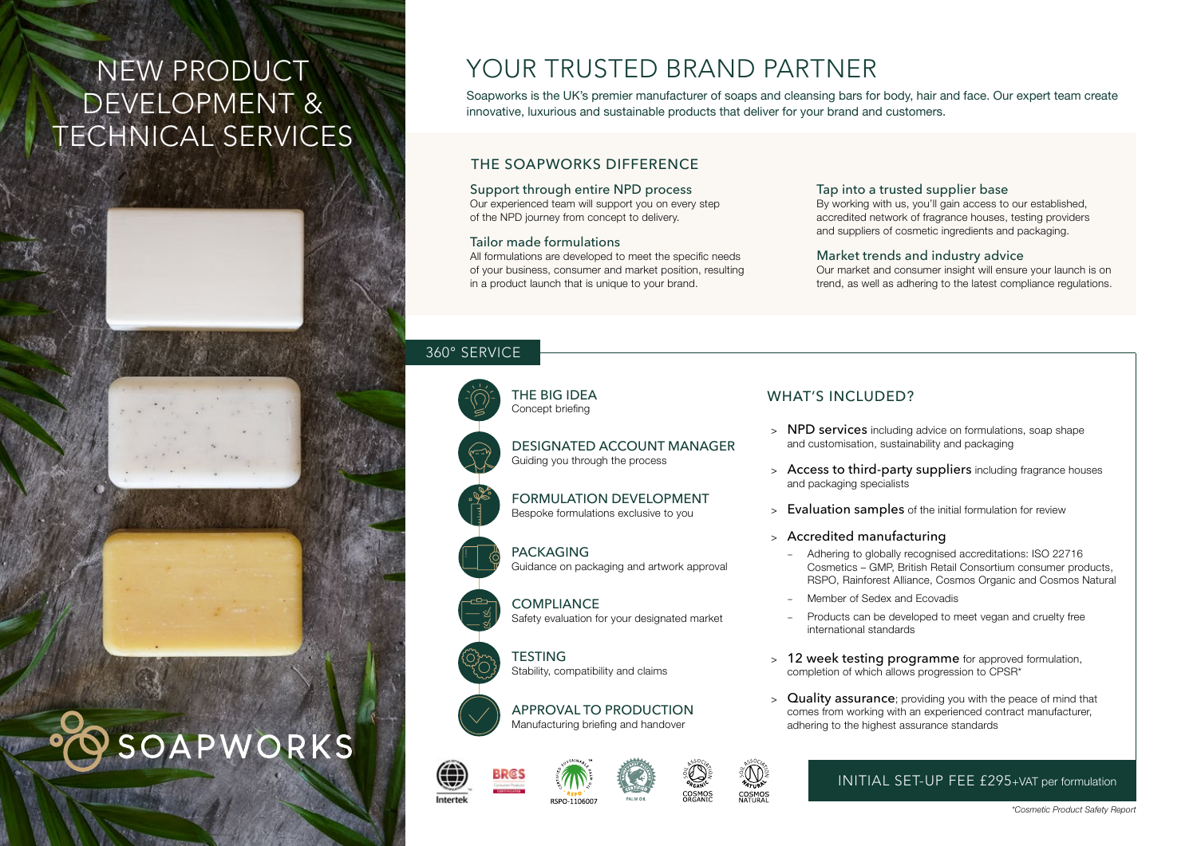# NEW PRODUCT DEVELOPMENT & TECHNICAL SERVICES

SOAPWORKS

## YOUR TRUSTED BRAND PARTNER

Soapworks is the UK's premier manufacturer of soaps and cleansing bars for body, hair and face. Our expert team create innovative, luxurious and sustainable products that deliver for your brand and customers.

### THE SOAPWORKS DIFFERENCE

**Support through entire NPD process**
Our experienced team will support you on every step of the NPD journey from concept to delivery.

**Tailor made formulations**
All formulations are developed to meet the specific needs of your business, consumer and market position, resulting in a product launch that is unique to your brand.

**Tap into a trusted supplier base**
By working with us, you'll gain access to our established, accredited network of fragrance houses, testing providers and suppliers of cosmetic ingredients and packaging.

**Market trends and industry advice**
Our market and consumer insight will ensure your launch is on trend, as well as adhering to the latest compliance regulations.

### 360° SERVICE

**THE BIG IDEA**
Concept briefing

**DESIGNATED ACCOUNT MANAGER**
Guiding you through the process

**FORMULATION DEVELOPMENT**
Bespoke formulations exclusive to you

**PACKAGING**
Guidance on packaging and artwork approval

**COMPLIANCE**
Safety evaluation for your designated market

**TESTING**
Stability, compatibility and claims

**APPROVAL TO PRODUCTION**
Manufacturing briefing and handover

### WHAT'S INCLUDED?

- **NPD services** including advice on formulations, soap shape and customisation, sustainability and packaging
- **Access to third-party suppliers** including fragrance houses and packaging specialists
- **Evaluation samples** of the initial formulation for review
- **Accredited manufacturing**
  - Adhering to globally recognised accreditations: ISO 22716 Cosmetics – GMP, British Retail Consortium consumer products, RSPO, Rainforest Alliance, Cosmos Organic and Cosmos Natural
  - Member of Sedex and Ecovadis
  - Products can be developed to meet vegan and cruelty free international standards
- **12 week testing programme** for approved formulation, completion of which allows progression to CPSR*
- **Quality assurance**; providing you with the peace of mind that comes from working with an experienced contract manufacturer, adhering to the highest assurance standards

**INITIAL SET-UP FEE £295+VAT per formulation**

Intertek | BRCGS | RSPO-1106007 | PALM OIL | COSMOS ORGANIC | COSMOS NATURAL

*Cosmetic Product Safety Report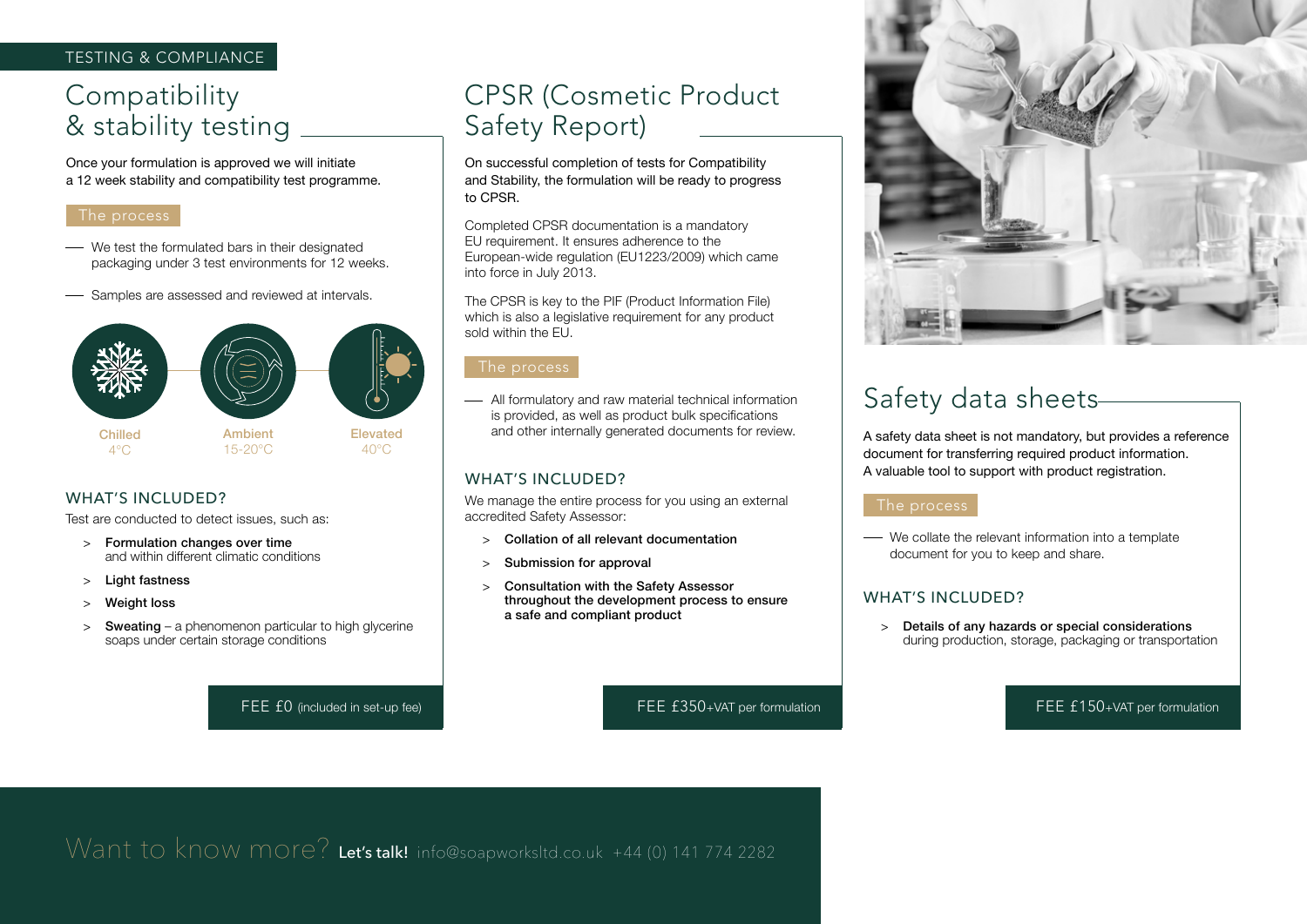TESTING & COMPLIANCE

## Compatibility & stability testing

Once your formulation is approved we will initiate a 12 week stability and compatibility test programme.

### The process

- We test the formulated bars in their designated packaging under 3 test environments for 12 weeks.
- Samples are assessed and reviewed at intervals.

Chilled 4°C

Ambient 15-20°C

Elevated 40°C

### WHAT'S INCLUDED?

Test are conducted to detect issues, such as:

> **Formulation changes over time** and within different climatic conditions

> **Light fastness**

> **Weight loss**

> **Sweating** – a phenomenon particular to high glycerine soaps under certain storage conditions

FEE £0 (included in set-up fee)

## CPSR (Cosmetic Product Safety Report)

On successful completion of tests for Compatibility and Stability, the formulation will be ready to progress to CPSR.

Completed CPSR documentation is a mandatory EU requirement. It ensures adherence to the European-wide regulation (EU1223/2009) which came into force in July 2013.

The CPSR is key to the PIF (Product Information File) which is also a legislative requirement for any product sold within the EU.

### The process

- All formulatory and raw material technical information is provided, as well as product bulk specifications and other internally generated documents for review.

### WHAT'S INCLUDED?

We manage the entire process for you using an external accredited Safety Assessor:

> **Collation of all relevant documentation**

> **Submission for approval**

> **Consultation with the Safety Assessor throughout the development process to ensure a safe and compliant product**

FEE £350+VAT per formulation

## Safety data sheets

A safety data sheet is not mandatory, but provides a reference document for transferring required product information. A valuable tool to support with product registration.

### The process

- We collate the relevant information into a template document for you to keep and share.

### WHAT'S INCLUDED?

> **Details of any hazards or special considerations** during production, storage, packaging or transportation

FEE £150+VAT per formulation

Want to know more? **Let's talk!** info@soapworksltd.co.uk +44 (0) 141 774 2282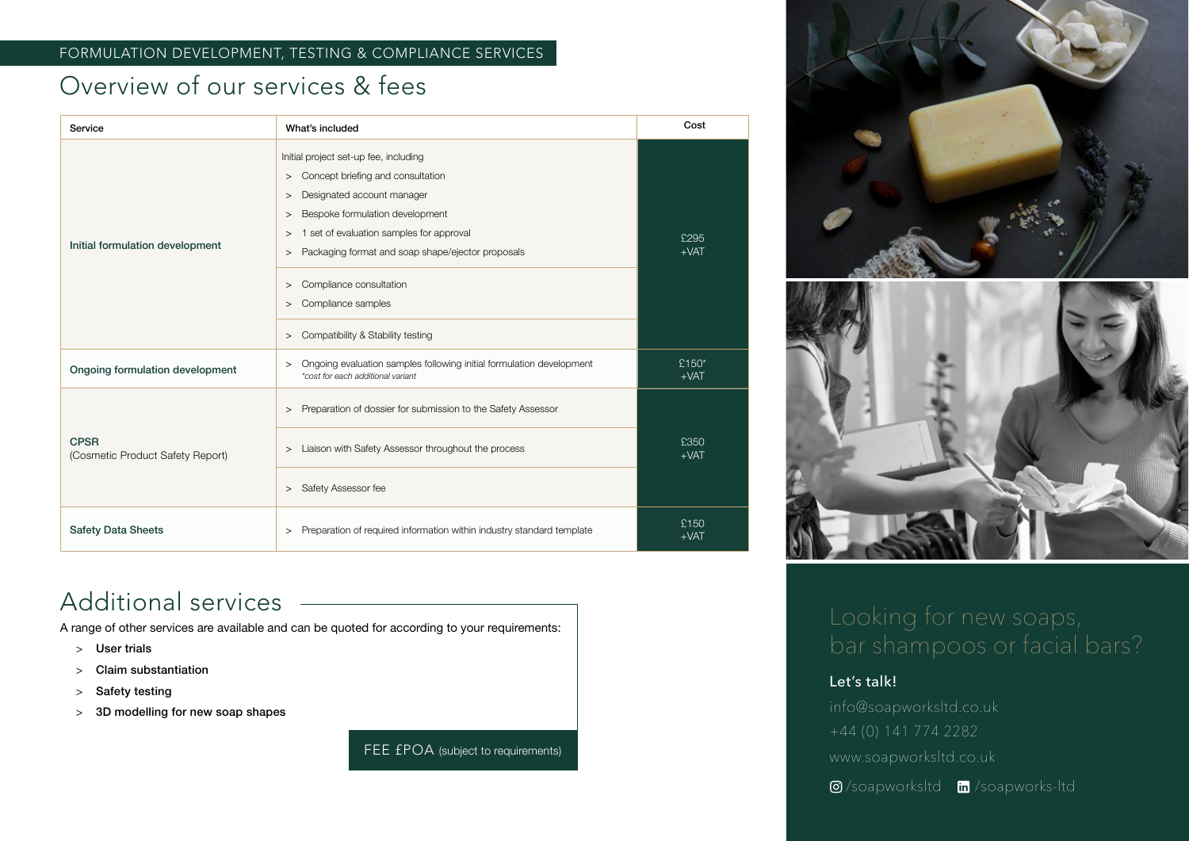FORMULATION DEVELOPMENT, TESTING & COMPLIANCE SERVICES

# Overview of our services & fees

| Service | What's included | Cost |
|---|---|---|
| **Initial formulation development** | Initial project set-up fee, including<br>> Concept briefing and consultation<br>> Designated account manager<br>> Bespoke formulation development<br>> 1 set of evaluation samples for approval<br>> Packaging format and soap shape/ejector proposals | £295 +VAT |
| | > Compliance consultation<br>> Compliance samples | |
| | > Compatibility & Stability testing | |
| **Ongoing formulation development** | > Ongoing evaluation samples following initial formulation development<br>*\*cost for each additional variant* | £150* +VAT |
| **CPSR** (Cosmetic Product Safety Report) | > Preparation of dossier for submission to the Safety Assessor | £350 +VAT |
| | > Liaison with Safety Assessor throughout the process | |
| | > Safety Assessor fee | |
| **Safety Data Sheets** | > Preparation of required information within industry standard template | £150 +VAT |

## Additional services

A range of other services are available and can be quoted for according to your requirements:

> **User trials**
> **Claim substantiation**
> **Safety testing**
> **3D modelling for new soap shapes**

FEE £POA (subject to requirements)

## Looking for new soaps, bar shampoos or facial bars?

**Let's talk!**

info@soapworksltd.co.uk
+44 (0) 141 774 2282
www.soapworksltd.co.uk

/soapworksltd /soapworks-ltd